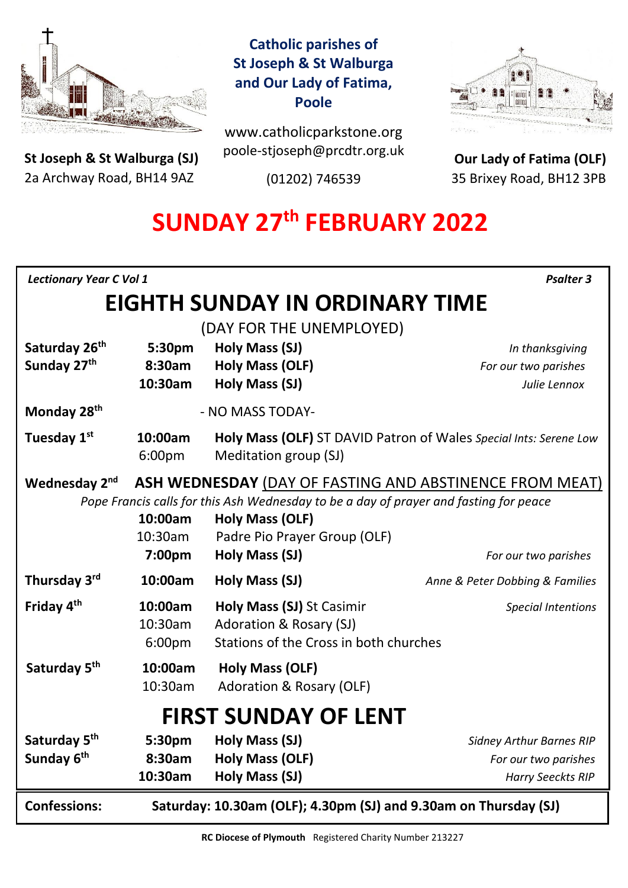**Catholic parishes of St Joseph & St Walburga and Our Lady of Fatima, Poole**

www.catholicparkstone.org
poole-stjoseph@prcdtr.org.uk
(01202) 746539

**St Joseph & St Walburga (SJ)**
2a Archway Road, BH14 9AZ

**Our Lady of Fatima (OLF)**
35 Brixey Road, BH12 3PB

# SUNDAY 27th FEBRUARY 2022

*Lectionary Year C Vol 1* — *Psalter 3*

## EIGHTH SUNDAY IN ORDINARY TIME

(DAY FOR THE UNEMPLOYED)

| | | | |
|---|---|---|---|
| **Saturday 26th** | **5:30pm** | **Holy Mass (SJ)** | *In thanksgiving* |
| **Sunday 27th** | **8:30am** | **Holy Mass (OLF)** | *For our two parishes* |
| | **10:30am** | **Holy Mass (SJ)** | *Julie Lennox* |
| **Monday 28th** | | - NO MASS TODAY- | |
| **Tuesday 1st** | **10:00am** | **Holy Mass (OLF)** ST DAVID Patron of Wales | *Special Ints: Serene Low* |
| | 6:00pm | Meditation group (SJ) | |
| **Wednesday 2nd** | | **ASH WEDNESDAY** <u>(DAY OF FASTING AND ABSTINENCE FROM MEAT)</u> | |
| | | *Pope Francis calls for this Ash Wednesday to be a day of prayer and fasting for peace* | |
| | **10:00am** | **Holy Mass (OLF)** | |
| | 10:30am | Padre Pio Prayer Group (OLF) | |
| | **7:00pm** | **Holy Mass (SJ)** | *For our two parishes* |
| **Thursday 3rd** | **10:00am** | **Holy Mass (SJ)** | *Anne & Peter Dobbing & Families* |
| **Friday 4th** | **10:00am** | **Holy Mass (SJ)** St Casimir | *Special Intentions* |
| | 10:30am | Adoration & Rosary (SJ) | |
| | 6:00pm | Stations of the Cross in both churches | |
| **Saturday 5th** | **10:00am** | **Holy Mass (OLF)** | |
| | 10:30am | Adoration & Rosary (OLF) | |

## FIRST SUNDAY OF LENT

| | | | |
|---|---|---|---|
| **Saturday 5th** | **5:30pm** | **Holy Mass (SJ)** | *Sidney Arthur Barnes RIP* |
| **Sunday 6th** | **8:30am** | **Holy Mass (OLF)** | *For our two parishes* |
| | **10:30am** | **Holy Mass (SJ)** | *Harry Seeckts RIP* |

**Confessions:** **Saturday: 10.30am (OLF); 4.30pm (SJ) and 9.30am on Thursday (SJ)**

**RC Diocese of Plymouth** Registered Charity Number 213227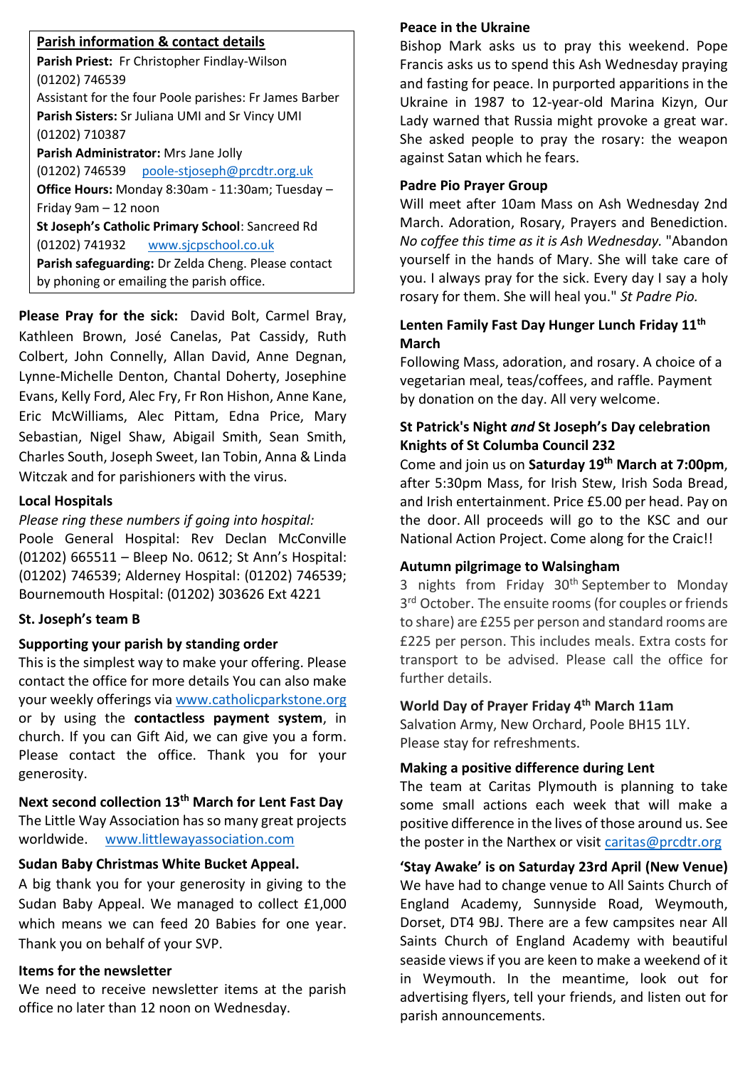**Parish information & contact details**

**Parish Priest:** Fr Christopher Findlay-Wilson (01202) 746539

Assistant for the four Poole parishes: Fr James Barber

**Parish Sisters:** Sr Juliana UMI and Sr Vincy UMI (01202) 710387

**Parish Administrator:** Mrs Jane Jolly (01202) 746539 poole-stjoseph@prcdtr.org.uk

**Office Hours:** Monday 8:30am - 11:30am; Tuesday – Friday 9am – 12 noon

**St Joseph's Catholic Primary School**: Sancreed Rd (01202) 741932 www.sjcpschool.co.uk

**Parish safeguarding:** Dr Zelda Cheng. Please contact by phoning or emailing the parish office.

**Please Pray for the sick:** David Bolt, Carmel Bray, Kathleen Brown, José Canelas, Pat Cassidy, Ruth Colbert, John Connelly, Allan David, Anne Degnan, Lynne-Michelle Denton, Chantal Doherty, Josephine Evans, Kelly Ford, Alec Fry, Fr Ron Hishon, Anne Kane, Eric McWilliams, Alec Pittam, Edna Price, Mary Sebastian, Nigel Shaw, Abigail Smith, Sean Smith, Charles South, Joseph Sweet, Ian Tobin, Anna & Linda Witczak and for parishioners with the virus.

**Local Hospitals**

*Please ring these numbers if going into hospital:* Poole General Hospital: Rev Declan McConville (01202) 665511 – Bleep No. 0612; St Ann's Hospital: (01202) 746539; Alderney Hospital: (01202) 746539; Bournemouth Hospital: (01202) 303626 Ext 4221

**St. Joseph's team B**

**Supporting your parish by standing order**

This is the simplest way to make your offering. Please contact the office for more details You can also make your weekly offerings via www.catholicparkstone.org or by using the **contactless payment system**, in church. If you can Gift Aid, we can give you a form. Please contact the office. Thank you for your generosity.

**Next second collection 13th March for Lent Fast Day**

The Little Way Association has so many great projects worldwide. www.littlewayassociation.com

**Sudan Baby Christmas White Bucket Appeal.**

A big thank you for your generosity in giving to the Sudan Baby Appeal. We managed to collect £1,000 which means we can feed 20 Babies for one year. Thank you on behalf of your SVP.

**Items for the newsletter**

We need to receive newsletter items at the parish office no later than 12 noon on Wednesday.

**Peace in the Ukraine**

Bishop Mark asks us to pray this weekend. Pope Francis asks us to spend this Ash Wednesday praying and fasting for peace. In purported apparitions in the Ukraine in 1987 to 12-year-old Marina Kizyn, Our Lady warned that Russia might provoke a great war. She asked people to pray the rosary: the weapon against Satan which he fears.

**Padre Pio Prayer Group**

Will meet after 10am Mass on Ash Wednesday 2nd March. Adoration, Rosary, Prayers and Benediction. *No coffee this time as it is Ash Wednesday.* "Abandon yourself in the hands of Mary. She will take care of you. I always pray for the sick. Every day I say a holy rosary for them. She will heal you." *St Padre Pio.*

**Lenten Family Fast Day Hunger Lunch Friday 11th March**

Following Mass, adoration, and rosary. A choice of a vegetarian meal, teas/coffees, and raffle. Payment by donation on the day. All very welcome.

**St Patrick's Night *and* St Joseph's Day celebration Knights of St Columba Council 232**

Come and join us on **Saturday 19th March at 7:00pm**, after 5:30pm Mass, for Irish Stew, Irish Soda Bread, and Irish entertainment. Price £5.00 per head. Pay on the door. All proceeds will go to the KSC and our National Action Project. Come along for the Craic!!

**Autumn pilgrimage to Walsingham**

3 nights from Friday 30th September to Monday 3rd October. The ensuite rooms (for couples or friends to share) are £255 per person and standard rooms are £225 per person. This includes meals. Extra costs for transport to be advised. Please call the office for further details.

**World Day of Prayer Friday 4th March 11am**

Salvation Army, New Orchard, Poole BH15 1LY. Please stay for refreshments.

**Making a positive difference during Lent**

The team at Caritas Plymouth is planning to take some small actions each week that will make a positive difference in the lives of those around us. See the poster in the Narthex or visit caritas@prcdtr.org

**'Stay Awake' is on Saturday 23rd April (New Venue)**

We have had to change venue to All Saints Church of England Academy, Sunnyside Road, Weymouth, Dorset, DT4 9BJ. There are a few campsites near All Saints Church of England Academy with beautiful seaside views if you are keen to make a weekend of it in Weymouth. In the meantime, look out for advertising flyers, tell your friends, and listen out for parish announcements.